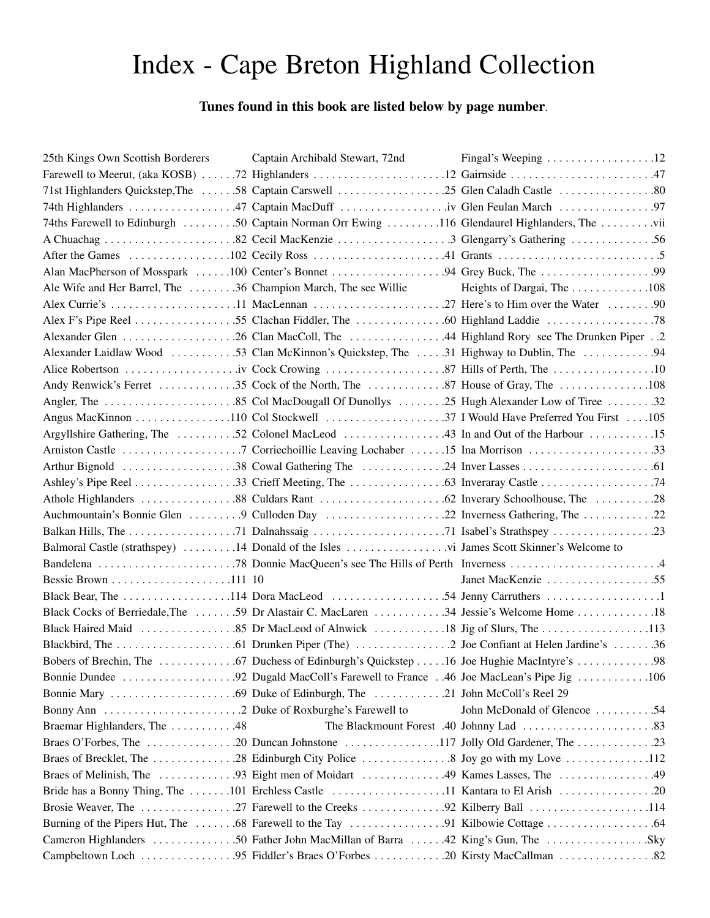# Index - Cape Breton Highland Collection

**Tunes found in this book are listed below by page number**.

25th Kings Own Scottish Borderers Farewell to Meerut, (aka KOSB) . . . . . .72
71st Highlanders Quickstep,The . . . . . .58
74th Highlanders . . . . . . . . . . . . . . . . . .47
74ths Farewell to Edinburgh . . . . . . . . .50
A Chuachag . . . . . . . . . . . . . . . . . . . . . .82
After the Games . . . . . . . . . . . . . . . . .102
Alan MacPherson of Mosspark . . . . . .100
Ale Wife and Her Barrel, The . . . . . . . .36
Alex Currie's . . . . . . . . . . . . . . . . . . . . .11
Alex F's Pipe Reel . . . . . . . . . . . . . . . . .55
Alexander Glen . . . . . . . . . . . . . . . . . . .26
Alexander Laidlaw Wood . . . . . . . . . . .53
Alice Robertson . . . . . . . . . . . . . . . . . . .iv
Andy Renwick's Ferret . . . . . . . . . . . . .35
Angler, The . . . . . . . . . . . . . . . . . . . . . .85
Angus MacKinnon . . . . . . . . . . . . . . . .110
Argyllshire Gathering, The . . . . . . . . . .52
Arniston Castle . . . . . . . . . . . . . . . . . . . .7
Arthur Bignold . . . . . . . . . . . . . . . . . . .38
Ashley's Pipe Reel . . . . . . . . . . . . . . . . .33
Athole Highlanders . . . . . . . . . . . . . . . .88
Auchmountain's Bonnie Glen . . . . . . . . .9
Balkan Hills, The . . . . . . . . . . . . . . . . . .71
Balmoral Castle (strathspey) . . . . . . . . .14
Bandelena . . . . . . . . . . . . . . . . . . . . . . .78
Bessie Brown . . . . . . . . . . . . . . . . . . . .111
Black Bear, The . . . . . . . . . . . . . . . . . .114
Black Cocks of Berriedale,The . . . . . . .59
Black Haired Maid . . . . . . . . . . . . . . . .85
Blackbird, The . . . . . . . . . . . . . . . . . . . .61
Bobers of Brechin, The . . . . . . . . . . . . .67
Bonnie Dundee . . . . . . . . . . . . . . . . . . .92
Bonnie Mary . . . . . . . . . . . . . . . . . . . . .69
Bonny Ann . . . . . . . . . . . . . . . . . . . . . . .2
Braemar Highlanders, The . . . . . . . . . . .48
Braes O'Forbes, The . . . . . . . . . . . . . . .20
Braes of Brecklet, The . . . . . . . . . . . . . .28
Braes of Melinish, The . . . . . . . . . . . . .93
Bride has a Bonny Thing, The . . . . . . .101
Brosie Weaver, The . . . . . . . . . . . . . . . .27
Burning of the Pipers Hut, The . . . . . . .68
Cameron Highlanders . . . . . . . . . . . . . .50
Campbeltown Loch . . . . . . . . . . . . . . . .95
Captain Archibald Stewart, 72nd Highlanders . . . . . . . . . . . . . . . . . . . . . .12
Captain Carswell . . . . . . . . . . . . . . . . . .25
Captain MacDuff . . . . . . . . . . . . . . . . . .iv
Captain Norman Orr Ewing . . . . . . . . .116
Cecil MacKenzie . . . . . . . . . . . . . . . . . . .3
Cecily Ross . . . . . . . . . . . . . . . . . . . . . .41
Center's Bonnet . . . . . . . . . . . . . . . . . . .94
Champion March, The see Willie MacLennan . . . . . . . . . . . . . . . . . . . . . .27
Clachan Fiddler, The . . . . . . . . . . . . . . .60
Clan MacColl, The . . . . . . . . . . . . . . . .44
Clan McKinnon's Quickstep, The . . . . .31
Cock Crowing . . . . . . . . . . . . . . . . . . . .87
Cock of the North, The . . . . . . . . . . . . .87
Col MacDougall Of Dunollys . . . . . . . .25
Col Stockwell . . . . . . . . . . . . . . . . . . . .37
Colonel MacLeod . . . . . . . . . . . . . . . . .43
Corriechoillie Leaving Lochaber . . . . . .15
Cowal Gathering The . . . . . . . . . . . . . .24
Crieff Meeting, The . . . . . . . . . . . . . . . .63
Culdars Rant . . . . . . . . . . . . . . . . . . . . .62
Culloden Day . . . . . . . . . . . . . . . . . . . .22
Dalnahssaig . . . . . . . . . . . . . . . . . . . . . .71
Donald of the Isles . . . . . . . . . . . . . . . . .vi
Donnie MacQueen's see The Hills of Perth 10
Dora MacLeod . . . . . . . . . . . . . . . . . . .54
Dr Alastair C. MacLaren . . . . . . . . . . . .34
Dr MacLeod of Alnwick . . . . . . . . . . . .18
Drunken Piper (The) . . . . . . . . . . . . . . . .2
Duchess of Edinburgh's Quickstep . . . . .16
Dugald MacColl's Farewell to France . .46
Duke of Edinburgh, The . . . . . . . . . . . .21
Duke of Roxburghe's Farewell to The Blackmount Forest .40
Duncan Johnstone . . . . . . . . . . . . . . . .117
Edinburgh City Police . . . . . . . . . . . . . . .8
Eight men of Moidart . . . . . . . . . . . . . .49
Erchless Castle . . . . . . . . . . . . . . . . . . .11
Farewell to the Creeks . . . . . . . . . . . . .92
Farewell to the Tay . . . . . . . . . . . . . . . .91
Father John MacMillan of Barra . . . . . .42
Fiddler's Braes O'Forbes . . . . . . . . . . . .20
Fingal's Weeping . . . . . . . . . . . . . . . . . .12
Gairnside . . . . . . . . . . . . . . . . . . . . . . . .47
Glen Caladh Castle . . . . . . . . . . . . . . . .80
Glen Feulan March . . . . . . . . . . . . . . . .97
Glendaurel Highlanders, The . . . . . . . . .vii
Glengarry's Gathering . . . . . . . . . . . . . .56
Grants . . . . . . . . . . . . . . . . . . . . . . . . . . .5
Grey Buck, The . . . . . . . . . . . . . . . . . . .99
Heights of Dargai, The . . . . . . . . . . . . .108
Here's to Him over the Water . . . . . . . .90
Highland Laddie . . . . . . . . . . . . . . . . . .78
Highland Rory see The Drunken Piper . .2
Highway to Dublin, The . . . . . . . . . . . .94
Hills of Perth, The . . . . . . . . . . . . . . . . .10
House of Gray, The . . . . . . . . . . . . . . .108
Hugh Alexander Low of Tiree . . . . . . . .32
I Would Have Preferred You First . . . .105
In and Out of the Harbour . . . . . . . . . . .15
Ina Morrison . . . . . . . . . . . . . . . . . . . . .33
Inver Lasses . . . . . . . . . . . . . . . . . . . . . .61
Inveraray Castle . . . . . . . . . . . . . . . . . . .74
Inverary Schoolhouse, The . . . . . . . . . .28
Inverness Gathering, The . . . . . . . . . . . .22
Isabel's Strathspey . . . . . . . . . . . . . . . . .23
James Scott Skinner's Welcome to Inverness . . . . . . . . . . . . . . . . . . . . . . . . .4
Janet MacKenzie . . . . . . . . . . . . . . . . . .55
Jenny Carruthers . . . . . . . . . . . . . . . . . . .1
Jessie's Welcome Home . . . . . . . . . . . . .18
Jig of Slurs, The . . . . . . . . . . . . . . . . . .113
Joe Confiant at Helen Jardine's . . . . . . .36
Joe Hughie MacIntyre's . . . . . . . . . . . . .98
Joe MacLean's Pipe Jig . . . . . . . . . . . .106
John McColl's Reel 29
John McDonald of Glencoe . . . . . . . . . .54
Johnny Lad . . . . . . . . . . . . . . . . . . . . . .83
Jolly Old Gardener, The . . . . . . . . . . . . .23
Joy go with my Love . . . . . . . . . . . . . .112
Kames Lasses, The . . . . . . . . . . . . . . . .49
Kantara to El Arish . . . . . . . . . . . . . . . .20
Kilberry Ball . . . . . . . . . . . . . . . . . . . .114
Kilbowie Cottage . . . . . . . . . . . . . . . . . .64
King's Gun, The . . . . . . . . . . . . . . . . .Sky
Kirsty MacCallman . . . . . . . . . . . . . . . .82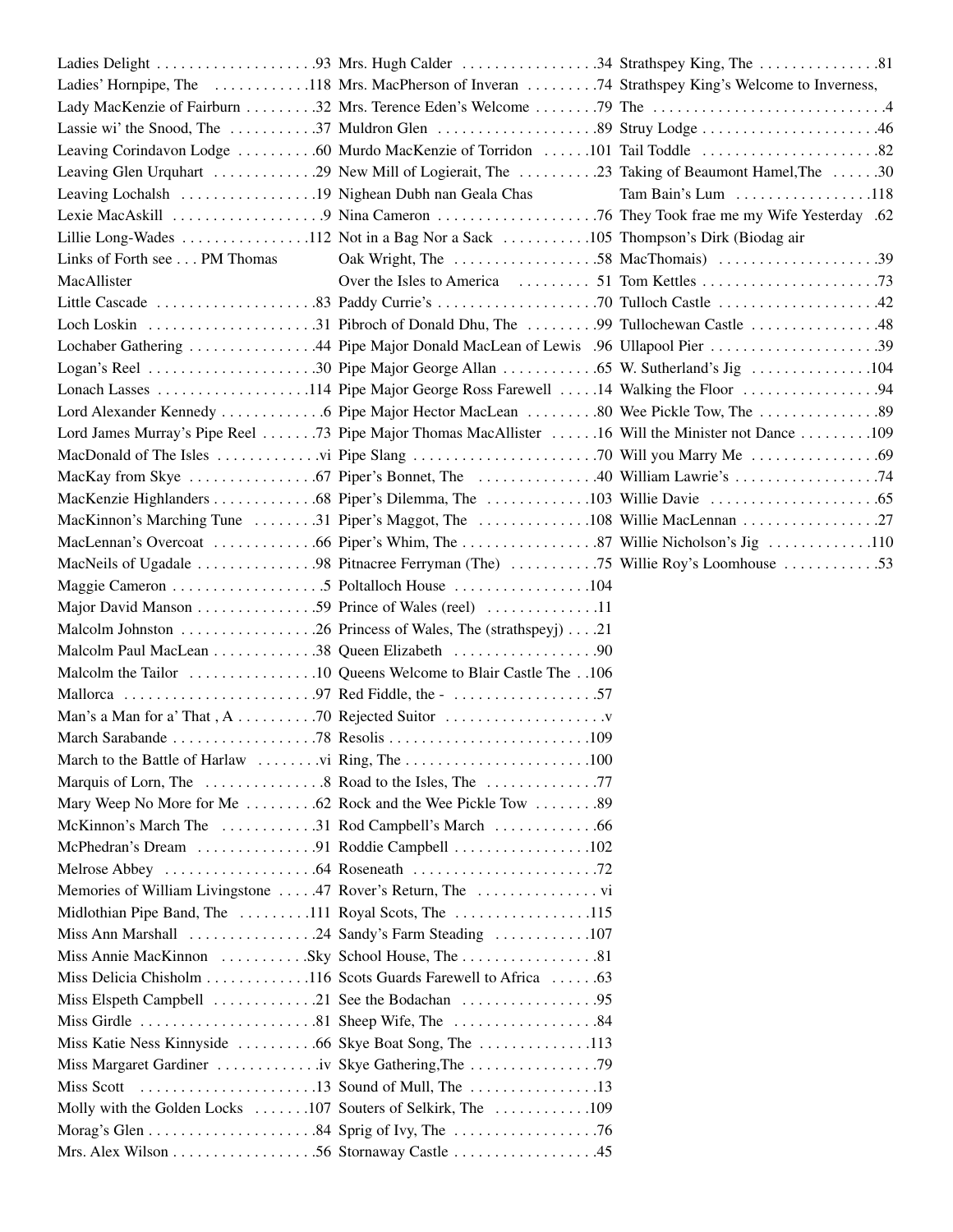Ladies Delight . . . . . . . . . . . . . . . . . . . .93
Ladies' Hornpipe, The . . . . . . . . . . . .118
Lady MacKenzie of Fairburn . . . . . . . . .32
Lassie wi' the Snood, The . . . . . . . . . . .37
Leaving Corindavon Lodge . . . . . . . . . .60
Leaving Glen Urquhart . . . . . . . . . . . . .29
Leaving Lochalsh . . . . . . . . . . . . . . . . .19
Lexie MacAskill . . . . . . . . . . . . . . . . . . .9
Lillie Long-Wades . . . . . . . . . . . . . . . .112
Links of Forth see . . . PM Thomas MacAllister
Little Cascade . . . . . . . . . . . . . . . . . . . .83
Loch Loskin . . . . . . . . . . . . . . . . . . . . .31
Lochaber Gathering . . . . . . . . . . . . . . . .44
Logan's Reel . . . . . . . . . . . . . . . . . . . . .30
Lonach Lasses . . . . . . . . . . . . . . . . . . .114
Lord Alexander Kennedy . . . . . . . . . . . . .6
Lord James Murray's Pipe Reel . . . . . . .73
MacDonald of The Isles . . . . . . . . . . . . .vi
MacKay from Skye . . . . . . . . . . . . . . . .67
MacKenzie Highlanders . . . . . . . . . . . . .68
MacKinnon's Marching Tune . . . . . . . .31
MacLennan's Overcoat . . . . . . . . . . . . .66
MacNeils of Ugadale . . . . . . . . . . . . . . .98
Maggie Cameron . . . . . . . . . . . . . . . . . . .5
Major David Manson . . . . . . . . . . . . . . .59
Malcolm Johnston . . . . . . . . . . . . . . . . .26
Malcolm Paul MacLean . . . . . . . . . . . . .38
Malcolm the Tailor . . . . . . . . . . . . . . . .10
Mallorca . . . . . . . . . . . . . . . . . . . . . . . .97
Man's a Man for a' That , A . . . . . . . . . .70
March Sarabande . . . . . . . . . . . . . . . . . .78
March to the Battle of Harlaw . . . . . . . .vi
Marquis of Lorn, The . . . . . . . . . . . . . . .8
Mary Weep No More for Me . . . . . . . . .62
McKinnon's March The . . . . . . . . . . . .31
McPhedran's Dream . . . . . . . . . . . . . . .91
Melrose Abbey . . . . . . . . . . . . . . . . . . .64
Memories of William Livingstone . . . . .47
Midlothian Pipe Band, The . . . . . . . . .111
Miss Ann Marshall . . . . . . . . . . . . . . . .24
Miss Annie MacKinnon . . . . . . . . . . .Sky
Miss Delicia Chisholm . . . . . . . . . . . . .116
Miss Elspeth Campbell . . . . . . . . . . . . .21
Miss Girdle . . . . . . . . . . . . . . . . . . . . . .81
Miss Katie Ness Kinnyside . . . . . . . . . .66
Miss Margaret Gardiner . . . . . . . . . . . . .iv
Miss Scott . . . . . . . . . . . . . . . . . . . . . .13
Molly with the Golden Locks . . . . . . .107
Morag's Glen . . . . . . . . . . . . . . . . . . . . .84
Mrs. Alex Wilson . . . . . . . . . . . . . . . . . .56
Mrs. Hugh Calder . . . . . . . . . . . . . . . . .34
Mrs. MacPherson of Inveran . . . . . . . . .74
Mrs. Terence Eden's Welcome . . . . . . . .79
Muldron Glen . . . . . . . . . . . . . . . . . . . .89
Murdo MacKenzie of Torridon . . . . . .101
New Mill of Logierait, The . . . . . . . . . .23
Nighean Dubh nan Geala Chas
Nina Cameron . . . . . . . . . . . . . . . . . . . .76
Not in a Bag Nor a Sack . . . . . . . . . . .105
Oak Wright, The . . . . . . . . . . . . . . . . . .58
Over the Isles to America . . . . . . . . . 51
Paddy Currie's . . . . . . . . . . . . . . . . . . . .70
Pibroch of Donald Dhu, The . . . . . . . . .99
Pipe Major Donald MacLean of Lewis .96
Pipe Major George Allan . . . . . . . . . . . .65
Pipe Major George Ross Farewell . . . . .14
Pipe Major Hector MacLean . . . . . . . . .80
Pipe Major Thomas MacAllister . . . . . .16
Pipe Slang . . . . . . . . . . . . . . . . . . . . . . .70
Piper's Bonnet, The . . . . . . . . . . . . . . .40
Piper's Dilemma, The . . . . . . . . . . . . .103
Piper's Maggot, The . . . . . . . . . . . . . .108
Piper's Whim, The . . . . . . . . . . . . . . . . .87
Pitnacree Ferryman (The) . . . . . . . . . . .75
Poltalloch House . . . . . . . . . . . . . . . . .104
Prince of Wales (reel) . . . . . . . . . . . . . .11
Princess of Wales, The (strathspeyj) . . . .21
Queen Elizabeth . . . . . . . . . . . . . . . . . .90
Queens Welcome to Blair Castle The . .106
Red Fiddle, the - . . . . . . . . . . . . . . . . . .57
Rejected Suitor . . . . . . . . . . . . . . . . . . . .v
Resolis . . . . . . . . . . . . . . . . . . . . . . . . .109
Ring, The . . . . . . . . . . . . . . . . . . . . . . .100
Road to the Isles, The . . . . . . . . . . . . . .77
Rock and the Wee Pickle Tow . . . . . . . .89
Rod Campbell's March . . . . . . . . . . . . .66
Roddie Campbell . . . . . . . . . . . . . . . . .102
Roseneath . . . . . . . . . . . . . . . . . . . . . . .72
Rover's Return, The . . . . . . . . . . . . . . . vi
Royal Scots, The . . . . . . . . . . . . . . . . .115
Sandy's Farm Steading . . . . . . . . . . . .107
School House, The . . . . . . . . . . . . . . . . .81
Scots Guards Farewell to Africa . . . . . .63
See the Bodachan . . . . . . . . . . . . . . . . .95
Sheep Wife, The . . . . . . . . . . . . . . . . . .84
Skye Boat Song, The . . . . . . . . . . . . . .113
Skye Gathering,The . . . . . . . . . . . . . . . .79
Sound of Mull, The . . . . . . . . . . . . . . . .13
Souters of Selkirk, The . . . . . . . . . . . .109
Sprig of Ivy, The . . . . . . . . . . . . . . . . . .76
Stornaway Castle . . . . . . . . . . . . . . . . . .45
Strathspey King, The . . . . . . . . . . . . . . .81
Strathspey King's Welcome to Inverness, The . . . . . . . . . . . . . . . . . . . . . . . . . . . .4
Struy Lodge . . . . . . . . . . . . . . . . . . . . . .46
Tail Toddle . . . . . . . . . . . . . . . . . . . . . .82
Taking of Beaumont Hamel,The . . . . . .30
Tam Bain's Lum . . . . . . . . . . . . . . . . .118
They Took frae me my Wife Yesterday .62
Thompson's Dirk (Biodag air MacThomais) . . . . . . . . . . . . . . . . . . . .39
Tom Kettles . . . . . . . . . . . . . . . . . . . . . .73
Tulloch Castle . . . . . . . . . . . . . . . . . . . .42
Tullochewan Castle . . . . . . . . . . . . . . . .48
Ullapool Pier . . . . . . . . . . . . . . . . . . . . .39
W. Sutherland's Jig . . . . . . . . . . . . . . .104
Walking the Floor . . . . . . . . . . . . . . . . .94
Wee Pickle Tow, The . . . . . . . . . . . . . . .89
Will the Minister not Dance . . . . . . . . .109
Will you Marry Me . . . . . . . . . . . . . . . .69
William Lawrie's . . . . . . . . . . . . . . . . . .74
Willie Davie . . . . . . . . . . . . . . . . . . . . .65
Willie MacLennan . . . . . . . . . . . . . . . . .27
Willie Nicholson's Jig . . . . . . . . . . . . .110
Willie Roy's Loomhouse . . . . . . . . . . . .53